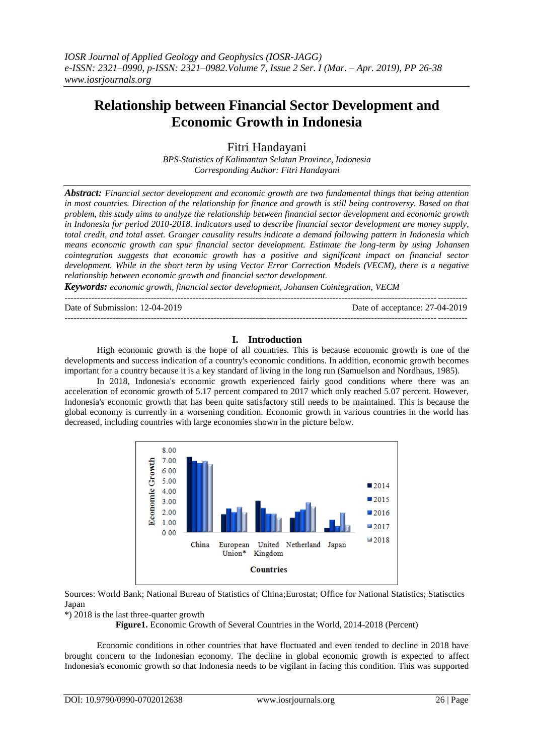# Relationship between Financial Sector Development and Economic Growth in Indonesia

Fitri Handayani

*BPS-Statistics of Kalimantan Selatan Province, Indonesia*
*Corresponding Author: Fitri Handayani*

***Abstract:*** *Financial sector development and economic growth are two fundamental things that being attention in most countries. Direction of the relationship for finance and growth is still being controversy. Based on that problem, this study aims to analyze the relationship between financial sector development and economic growth in Indonesia for period 2010-2018. Indicators used to describe financial sector development are money supply, total credit, and total asset. Granger causality results indicate a demand following pattern in Indonesia which means economic growth can spur financial sector development. Estimate the long-term by using Johansen cointegration suggests that economic growth has a positive and significant impact on financial sector development. While in the short term by using Vector Error Correction Models (VECM), there is a negative relationship between economic growth and financial sector development.*

***Keywords:*** *economic growth, financial sector development, Johansen Cointegration, VECM*

---

Date of Submission: 12-04-2019 Date of acceptance: 27-04-2019

---

## I. Introduction

High economic growth is the hope of all countries. This is because economic growth is one of the developments and success indication of a country's economic conditions. In addition, economic growth becomes important for a country because it is a key standard of living in the long run (Samuelson and Nordhaus, 1985).

In 2018, Indonesia's economic growth experienced fairly good conditions where there was an acceleration of economic growth of 5.17 percent compared to 2017 which only reached 5.07 percent. However, Indonesia's economic growth that has been quite satisfactory still needs to be maintained. This is because the global economy is currently in a worsening condition. Economic growth in various countries in the world has decreased, including countries with large economies shown in the picture below.

Sources: World Bank; National Bureau of Statistics of China;Eurostat; Office for National Statistics; Statisctics Japan

*) 2018 is the last three-quarter growth

**Figure1.** Economic Growth of Several Countries in the World, 2014-2018 (Percent)

Economic conditions in other countries that have fluctuated and even tended to decline in 2018 have brought concern to the Indonesian economy. The decline in global economic growth is expected to affect Indonesia's economic growth so that Indonesia needs to be vigilant in facing this condition. This was supported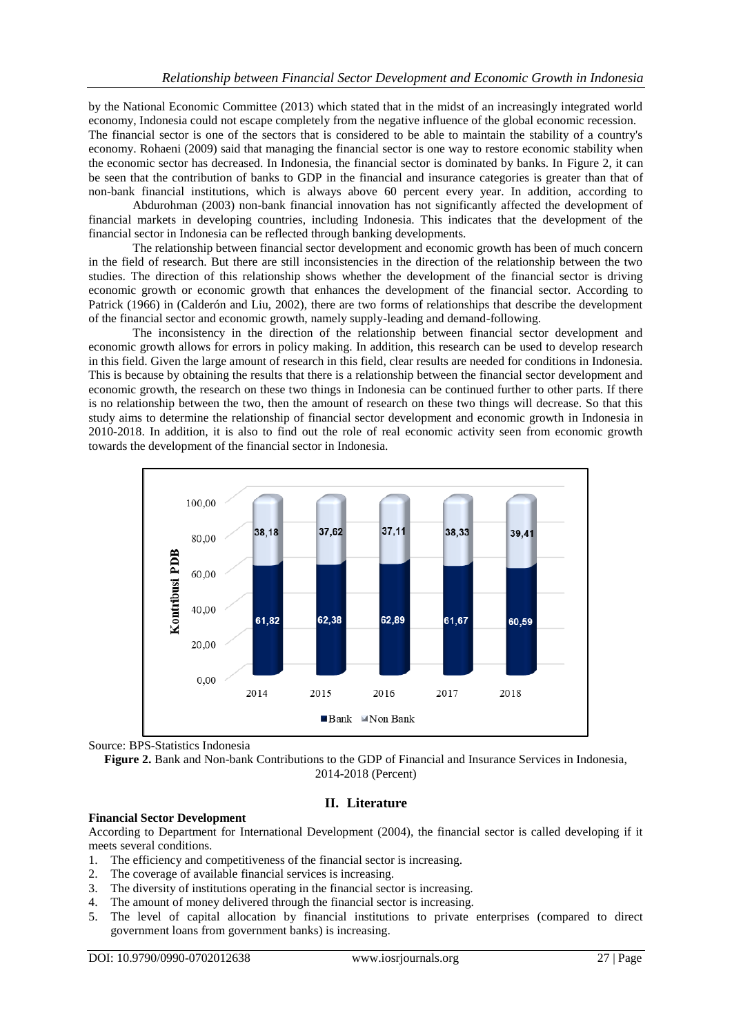by the National Economic Committee (2013) which stated that in the midst of an increasingly integrated world economy, Indonesia could not escape completely from the negative influence of the global economic recession.

The financial sector is one of the sectors that is considered to be able to maintain the stability of a country's economy. Rohaeni (2009) said that managing the financial sector is one way to restore economic stability when the economic sector has decreased. In Indonesia, the financial sector is dominated by banks. In Figure 2, it can be seen that the contribution of banks to GDP in the financial and insurance categories is greater than that of non-bank financial institutions, which is always above 60 percent every year. In addition, according to Abdurohman (2003) non-bank financial innovation has not significantly affected the development of financial markets in developing countries, including Indonesia. This indicates that the development of the financial sector in Indonesia can be reflected through banking developments.

The relationship between financial sector development and economic growth has been of much concern in the field of research. But there are still inconsistencies in the direction of the relationship between the two studies. The direction of this relationship shows whether the development of the financial sector is driving economic growth or economic growth that enhances the development of the financial sector. According to Patrick (1966) in (Calderón and Liu, 2002), there are two forms of relationships that describe the development of the financial sector and economic growth, namely supply-leading and demand-following.

The inconsistency in the direction of the relationship between financial sector development and economic growth allows for errors in policy making. In addition, this research can be used to develop research in this field. Given the large amount of research in this field, clear results are needed for conditions in Indonesia. This is because by obtaining the results that there is a relationship between the financial sector development and economic growth, the research on these two things in Indonesia can be continued further to other parts. If there is no relationship between the two, then the amount of research on these two things will decrease. So that this study aims to determine the relationship of financial sector development and economic growth in Indonesia in 2010-2018. In addition, it is also to find out the role of real economic activity seen from economic growth towards the development of the financial sector in Indonesia.

| Year | Bank | Non Bank |
|---|---|---|
| 2014 | 61,82 | 38,18 |
| 2015 | 62,38 | 37,62 |
| 2016 | 62,89 | 37,11 |
| 2017 | 61,67 | 38,33 |
| 2018 | 60,59 | 39,41 |

Source: BPS-Statistics Indonesia

**Figure 2.** Bank and Non-bank Contributions to the GDP of Financial and Insurance Services in Indonesia, 2014-2018 (Percent)

## II. Literature

**Financial Sector Development**

According to Department for International Development (2004), the financial sector is called developing if it meets several conditions.

1. The efficiency and competitiveness of the financial sector is increasing.
2. The coverage of available financial services is increasing.
3. The diversity of institutions operating in the financial sector is increasing.
4. The amount of money delivered through the financial sector is increasing.
5. The level of capital allocation by financial institutions to private enterprises (compared to direct government loans from government banks) is increasing.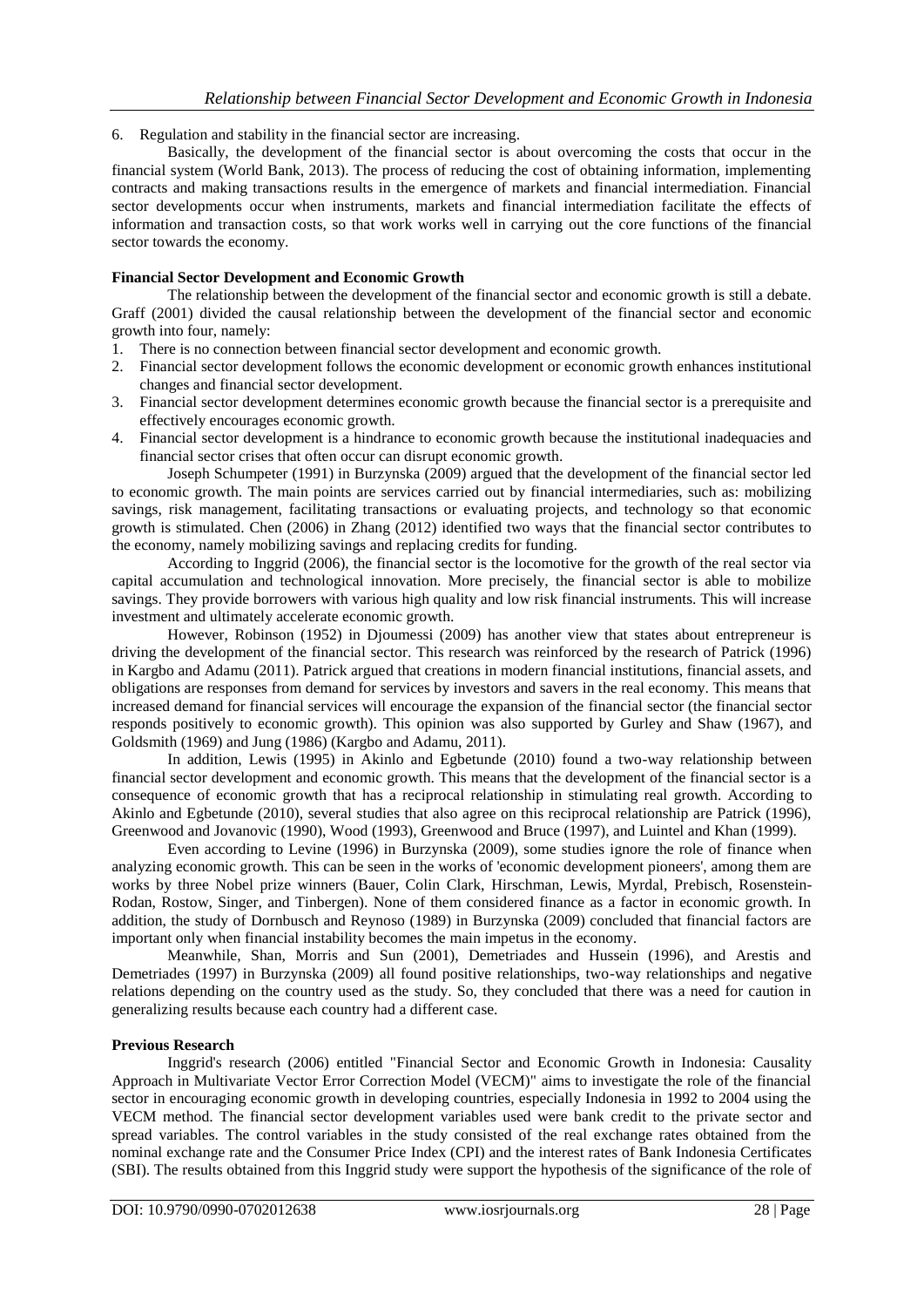6. Regulation and stability in the financial sector are increasing.

Basically, the development of the financial sector is about overcoming the costs that occur in the financial system (World Bank, 2013). The process of reducing the cost of obtaining information, implementing contracts and making transactions results in the emergence of markets and financial intermediation. Financial sector developments occur when instruments, markets and financial intermediation facilitate the effects of information and transaction costs, so that work works well in carrying out the core functions of the financial sector towards the economy.

**Financial Sector Development and Economic Growth**

The relationship between the development of the financial sector and economic growth is still a debate. Graff (2001) divided the causal relationship between the development of the financial sector and economic growth into four, namely:

1. There is no connection between financial sector development and economic growth.
2. Financial sector development follows the economic development or economic growth enhances institutional changes and financial sector development.
3. Financial sector development determines economic growth because the financial sector is a prerequisite and effectively encourages economic growth.
4. Financial sector development is a hindrance to economic growth because the institutional inadequacies and financial sector crises that often occur can disrupt economic growth.

Joseph Schumpeter (1991) in Burzynska (2009) argued that the development of the financial sector led to economic growth. The main points are services carried out by financial intermediaries, such as: mobilizing savings, risk management, facilitating transactions or evaluating projects, and technology so that economic growth is stimulated. Chen (2006) in Zhang (2012) identified two ways that the financial sector contributes to the economy, namely mobilizing savings and replacing credits for funding.

According to Inggrid (2006), the financial sector is the locomotive for the growth of the real sector via capital accumulation and technological innovation. More precisely, the financial sector is able to mobilize savings. They provide borrowers with various high quality and low risk financial instruments. This will increase investment and ultimately accelerate economic growth.

However, Robinson (1952) in Djoumessi (2009) has another view that states about entrepreneur is driving the development of the financial sector. This research was reinforced by the research of Patrick (1996) in Kargbo and Adamu (2011). Patrick argued that creations in modern financial institutions, financial assets, and obligations are responses from demand for services by investors and savers in the real economy. This means that increased demand for financial services will encourage the expansion of the financial sector (the financial sector responds positively to economic growth). This opinion was also supported by Gurley and Shaw (1967), and Goldsmith (1969) and Jung (1986) (Kargbo and Adamu, 2011).

In addition, Lewis (1995) in Akinlo and Egbetunde (2010) found a two-way relationship between financial sector development and economic growth. This means that the development of the financial sector is a consequence of economic growth that has a reciprocal relationship in stimulating real growth. According to Akinlo and Egbetunde (2010), several studies that also agree on this reciprocal relationship are Patrick (1996), Greenwood and Jovanovic (1990), Wood (1993), Greenwood and Bruce (1997), and Luintel and Khan (1999).

Even according to Levine (1996) in Burzynska (2009), some studies ignore the role of finance when analyzing economic growth. This can be seen in the works of 'economic development pioneers', among them are works by three Nobel prize winners (Bauer, Colin Clark, Hirschman, Lewis, Myrdal, Prebisch, Rosenstein-Rodan, Rostow, Singer, and Tinbergen). None of them considered finance as a factor in economic growth. In addition, the study of Dornbusch and Reynoso (1989) in Burzynska (2009) concluded that financial factors are important only when financial instability becomes the main impetus in the economy.

Meanwhile, Shan, Morris and Sun (2001), Demetriades and Hussein (1996), and Arestis and Demetriades (1997) in Burzynska (2009) all found positive relationships, two-way relationships and negative relations depending on the country used as the study. So, they concluded that there was a need for caution in generalizing results because each country had a different case.

**Previous Research**

Inggrid's research (2006) entitled "Financial Sector and Economic Growth in Indonesia: Causality Approach in Multivariate Vector Error Correction Model (VECM)" aims to investigate the role of the financial sector in encouraging economic growth in developing countries, especially Indonesia in 1992 to 2004 using the VECM method. The financial sector development variables used were bank credit to the private sector and spread variables. The control variables in the study consisted of the real exchange rates obtained from the nominal exchange rate and the Consumer Price Index (CPI) and the interest rates of Bank Indonesia Certificates (SBI). The results obtained from this Inggrid study were support the hypothesis of the significance of the role of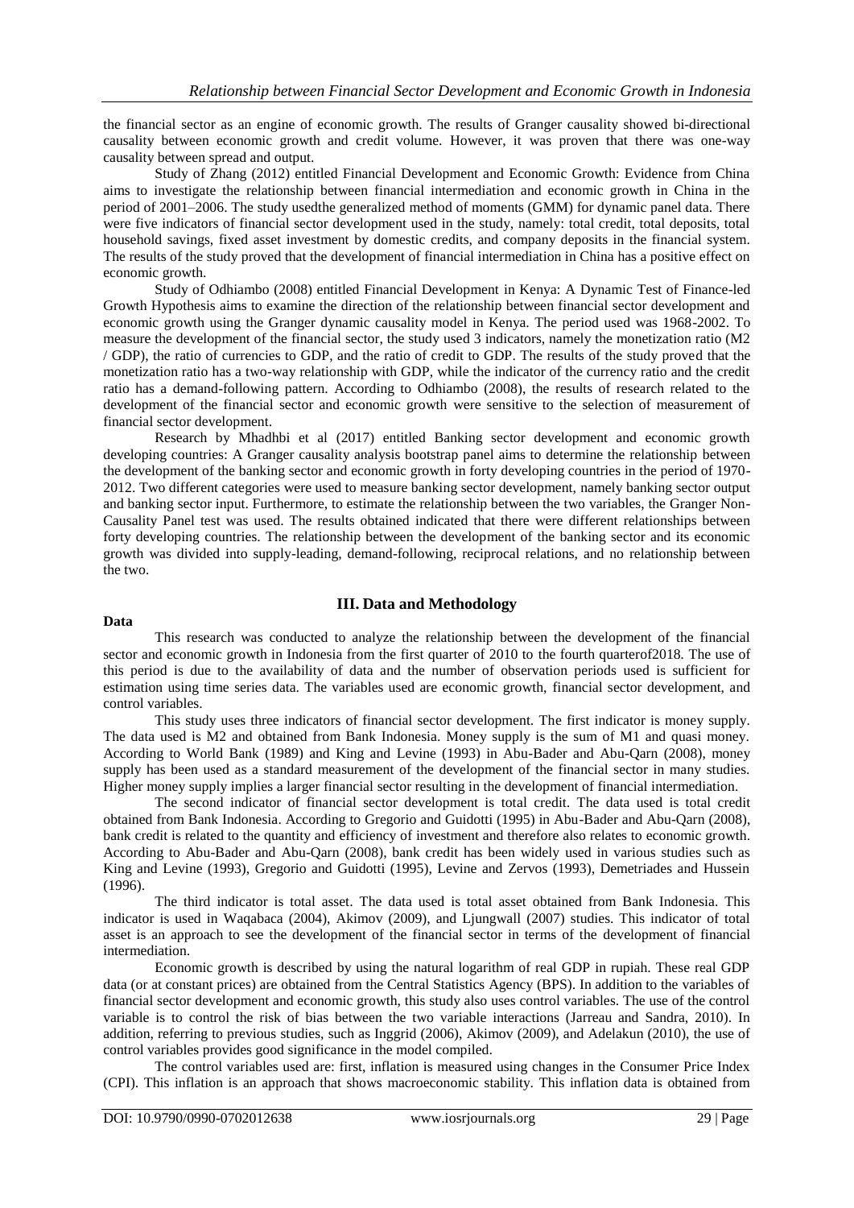the financial sector as an engine of economic growth. The results of Granger causality showed bi-directional causality between economic growth and credit volume. However, it was proven that there was one-way causality between spread and output.

Study of Zhang (2012) entitled Financial Development and Economic Growth: Evidence from China aims to investigate the relationship between financial intermediation and economic growth in China in the period of 2001–2006. The study usedthe generalized method of moments (GMM) for dynamic panel data. There were five indicators of financial sector development used in the study, namely: total credit, total deposits, total household savings, fixed asset investment by domestic credits, and company deposits in the financial system. The results of the study proved that the development of financial intermediation in China has a positive effect on economic growth.

Study of Odhiambo (2008) entitled Financial Development in Kenya: A Dynamic Test of Finance-led Growth Hypothesis aims to examine the direction of the relationship between financial sector development and economic growth using the Granger dynamic causality model in Kenya. The period used was 1968-2002. To measure the development of the financial sector, the study used 3 indicators, namely the monetization ratio (M2 / GDP), the ratio of currencies to GDP, and the ratio of credit to GDP. The results of the study proved that the monetization ratio has a two-way relationship with GDP, while the indicator of the currency ratio and the credit ratio has a demand-following pattern. According to Odhiambo (2008), the results of research related to the development of the financial sector and economic growth were sensitive to the selection of measurement of financial sector development.

Research by Mhadhbi et al (2017) entitled Banking sector development and economic growth developing countries: A Granger causality analysis bootstrap panel aims to determine the relationship between the development of the banking sector and economic growth in forty developing countries in the period of 1970-2012. Two different categories were used to measure banking sector development, namely banking sector output and banking sector input. Furthermore, to estimate the relationship between the two variables, the Granger Non-Causality Panel test was used. The results obtained indicated that there were different relationships between forty developing countries. The relationship between the development of the banking sector and its economic growth was divided into supply-leading, demand-following, reciprocal relations, and no relationship between the two.

## III. Data and Methodology

**Data**

This research was conducted to analyze the relationship between the development of the financial sector and economic growth in Indonesia from the first quarter of 2010 to the fourth quarterof2018. The use of this period is due to the availability of data and the number of observation periods used is sufficient for estimation using time series data. The variables used are economic growth, financial sector development, and control variables.

This study uses three indicators of financial sector development. The first indicator is money supply. The data used is M2 and obtained from Bank Indonesia. Money supply is the sum of M1 and quasi money. According to World Bank (1989) and King and Levine (1993) in Abu-Bader and Abu-Qarn (2008), money supply has been used as a standard measurement of the development of the financial sector in many studies. Higher money supply implies a larger financial sector resulting in the development of financial intermediation.

The second indicator of financial sector development is total credit. The data used is total credit obtained from Bank Indonesia. According to Gregorio and Guidotti (1995) in Abu-Bader and Abu-Qarn (2008), bank credit is related to the quantity and efficiency of investment and therefore also relates to economic growth. According to Abu-Bader and Abu-Qarn (2008), bank credit has been widely used in various studies such as King and Levine (1993), Gregorio and Guidotti (1995), Levine and Zervos (1993), Demetriades and Hussein (1996).

The third indicator is total asset. The data used is total asset obtained from Bank Indonesia. This indicator is used in Waqabaca (2004), Akimov (2009), and Ljungwall (2007) studies. This indicator of total asset is an approach to see the development of the financial sector in terms of the development of financial intermediation.

Economic growth is described by using the natural logarithm of real GDP in rupiah. These real GDP data (or at constant prices) are obtained from the Central Statistics Agency (BPS). In addition to the variables of financial sector development and economic growth, this study also uses control variables. The use of the control variable is to control the risk of bias between the two variable interactions (Jarreau and Sandra, 2010). In addition, referring to previous studies, such as Inggrid (2006), Akimov (2009), and Adelakun (2010), the use of control variables provides good significance in the model compiled.

The control variables used are: first, inflation is measured using changes in the Consumer Price Index (CPI). This inflation is an approach that shows macroeconomic stability. This inflation data is obtained from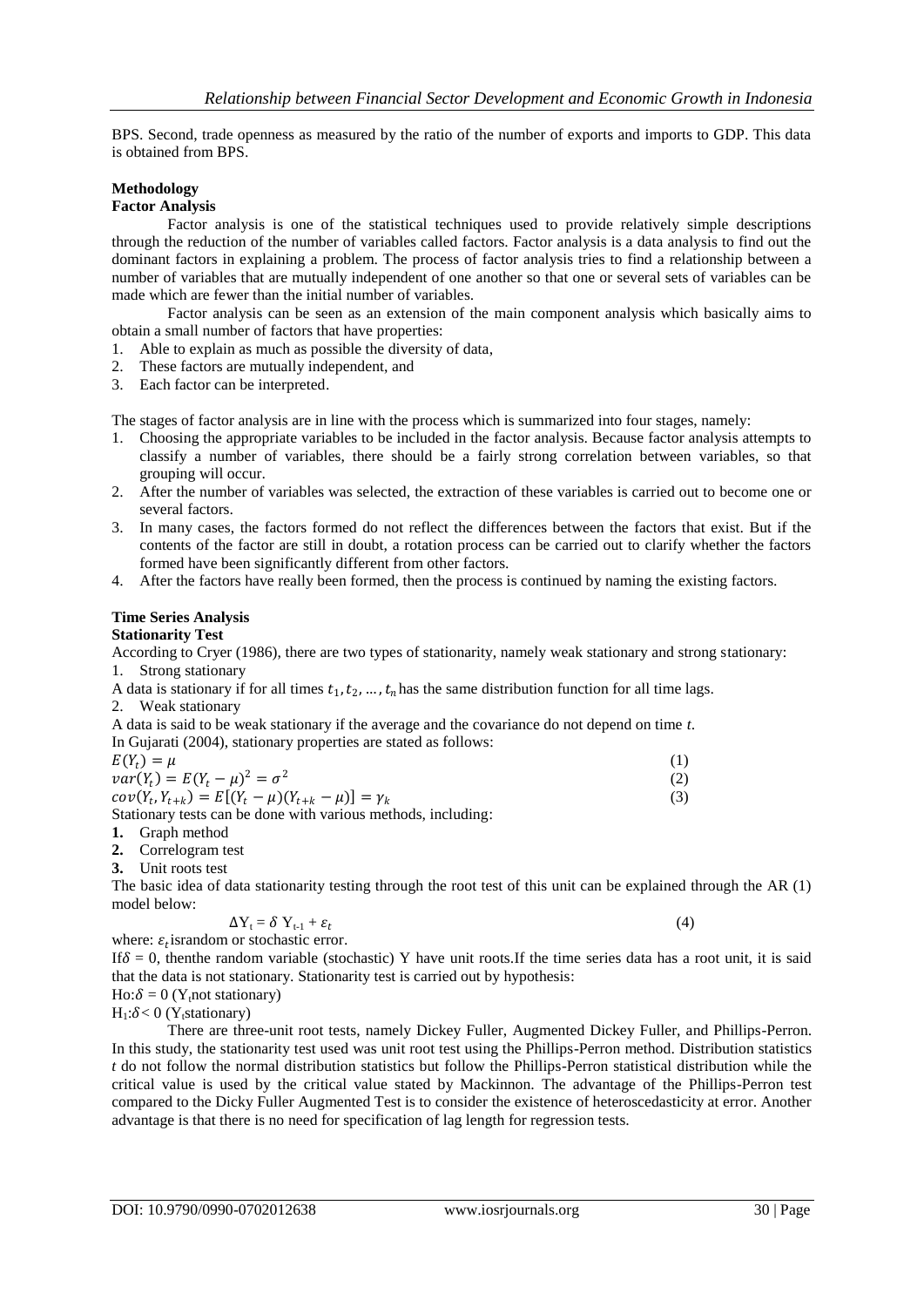BPS. Second, trade openness as measured by the ratio of the number of exports and imports to GDP. This data is obtained from BPS.

## Methodology

### Factor Analysis

Factor analysis is one of the statistical techniques used to provide relatively simple descriptions through the reduction of the number of variables called factors. Factor analysis is a data analysis to find out the dominant factors in explaining a problem. The process of factor analysis tries to find a relationship between a number of variables that are mutually independent of one another so that one or several sets of variables can be made which are fewer than the initial number of variables.

Factor analysis can be seen as an extension of the main component analysis which basically aims to obtain a small number of factors that have properties:

1. Able to explain as much as possible the diversity of data,
2. These factors are mutually independent, and
3. Each factor can be interpreted.

The stages of factor analysis are in line with the process which is summarized into four stages, namely:

1. Choosing the appropriate variables to be included in the factor analysis. Because factor analysis attempts to classify a number of variables, there should be a fairly strong correlation between variables, so that grouping will occur.
2. After the number of variables was selected, the extraction of these variables is carried out to become one or several factors.
3. In many cases, the factors formed do not reflect the differences between the factors that exist. But if the contents of the factor are still in doubt, a rotation process can be carried out to clarify whether the factors formed have been significantly different from other factors.
4. After the factors have really been formed, then the process is continued by naming the existing factors.

### Time Series Analysis

#### Stationarity Test

According to Cryer (1986), there are two types of stationarity, namely weak stationary and strong stationary:

1. Strong stationary

A data is stationary if for all times $t_1, t_2, \ldots, t_n$ has the same distribution function for all time lags.

2. Weak stationary

A data is said to be weak stationary if the average and the covariance do not depend on time *t*.

In Gujarati (2004), stationary properties are stated as follows:

$$E(Y_t) = \mu \quad (1)$$

$$var(Y_t) = E(Y_t - \mu)^2 = \sigma^2 \quad (2)$$

$$cov(Y_t, Y_{t+k}) = E[(Y_t - \mu)(Y_{t+k} - \mu)] = \gamma_k \quad (3)$$

Stationary tests can be done with various methods, including:

1. Graph method
2. Correlogram test
3. Unit roots test

The basic idea of data stationarity testing through the root test of this unit can be explained through the AR (1) model below:

$$\Delta Y_t = \delta \, Y_{t-1} + \varepsilon_t \quad (4)$$

where: $\varepsilon_t$ israndom or stochastic error.

If $\delta = 0$, thenthe random variable (stochastic) Y have unit roots.If the time series data has a root unit, it is said that the data is not stationary. Stationarity test is carried out by hypothesis:

Ho: $\delta = 0$ ($Y_t$ not stationary)

$H_1$: $\delta < 0$ ($Y_t$ stationary)

There are three-unit root tests, namely Dickey Fuller, Augmented Dickey Fuller, and Phillips-Perron. In this study, the stationarity test used was unit root test using the Phillips-Perron method. Distribution statistics *t* do not follow the normal distribution statistics but follow the Phillips-Perron statistical distribution while the critical value is used by the critical value stated by Mackinnon. The advantage of the Phillips-Perron test compared to the Dicky Fuller Augmented Test is to consider the existence of heteroscedasticity at error. Another advantage is that there is no need for specification of lag length for regression tests.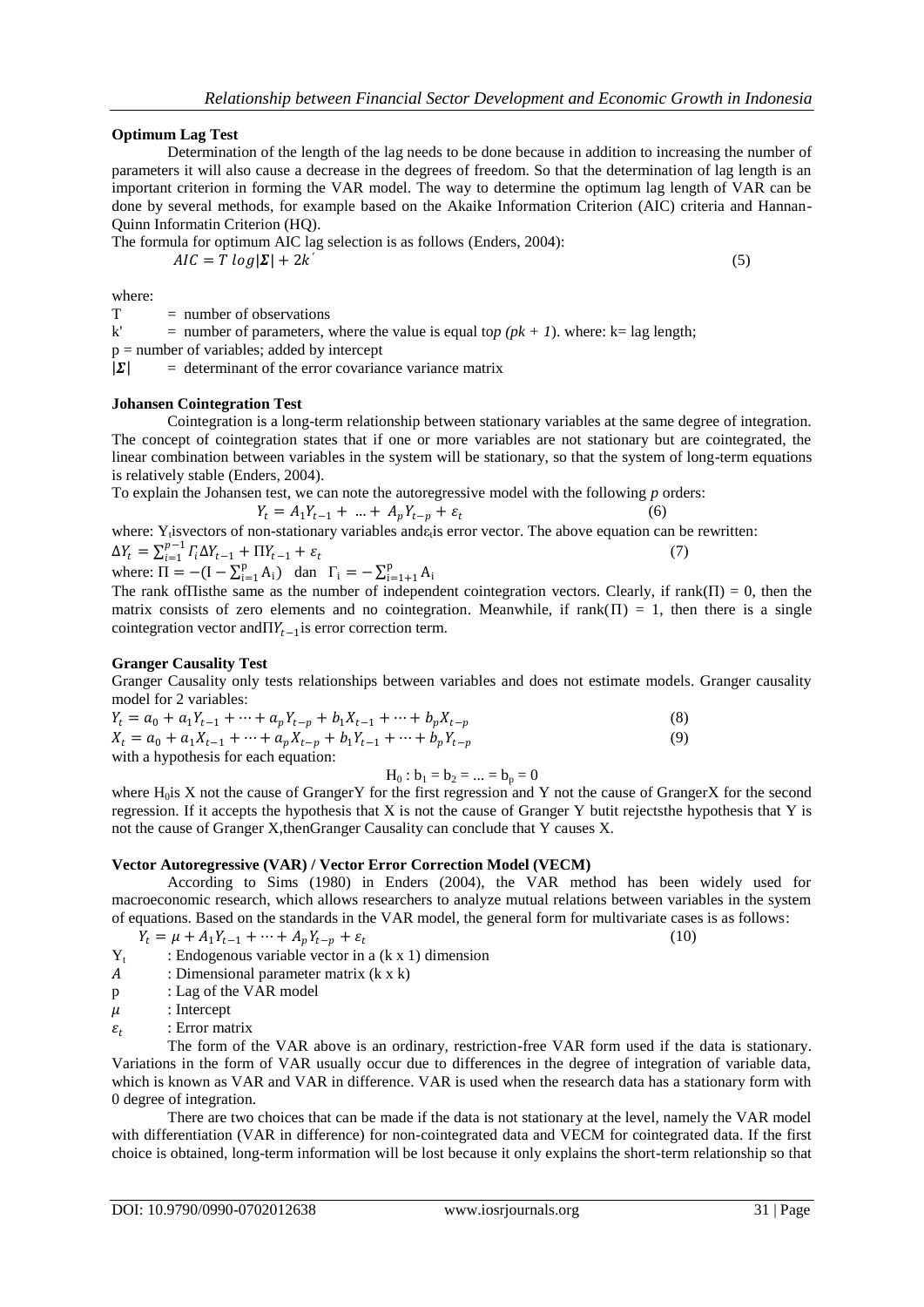**Optimum Lag Test**

Determination of the length of the lag needs to be done because in addition to increasing the number of parameters it will also cause a decrease in the degrees of freedom. So that the determination of lag length is an important criterion in forming the VAR model. The way to determine the optimum lag length of VAR can be done by several methods, for example based on the Akaike Information Criterion (AIC) criteria and Hannan-Quinn Informatin Criterion (HQ).

The formula for optimum AIC lag selection is as follows (Enders, 2004):

$$AIC = T\,log|\boldsymbol{\Sigma}| + 2k' \tag{5}$$

where:

T = number of observations

k' = number of parameters, where the value is equal to $p\,(pk + 1)$. where: k= lag length;

p = number of variables; added by intercept

$|\boldsymbol{\Sigma}|$ = determinant of the error covariance variance matrix

**Johansen Cointegration Test**

Cointegration is a long-term relationship between stationary variables at the same degree of integration. The concept of cointegration states that if one or more variables are not stationary but are cointegrated, the linear combination between variables in the system will be stationary, so that the system of long-term equations is relatively stable (Enders, 2004).

To explain the Johansen test, we can note the autoregressive model with the following *p* orders:

$$Y_t = A_1 Y_{t-1} + \ldots + A_p Y_{t-p} + \varepsilon_t \tag{6}$$

where: $Y_t$ isvectors of non-stationary variables and $\varepsilon_t$ is error vector. The above equation can be rewritten:

$$\Delta Y_t = \sum_{i=1}^{p-1} \Gamma_i \Delta Y_{t-1} + \Pi Y_{t-1} + \varepsilon_t \tag{7}$$

where: $\Pi = -(\mathrm{I} - \sum_{i=1}^{p} \mathrm{A_i})$ dan $\Gamma_i = -\sum_{i=1+1}^{p} \mathrm{A_i}$

The rank of $\Pi$ isthe same as the number of independent cointegration vectors. Clearly, if rank($\Pi$) = 0, then the matrix consists of zero elements and no cointegration. Meanwhile, if rank($\Pi$) = 1, then there is a single cointegration vector and $\Pi Y_{t-1}$ is error correction term.

**Granger Causality Test**

Granger Causality only tests relationships between variables and does not estimate models. Granger causality model for 2 variables:

$$Y_t = a_0 + a_1 Y_{t-1} + \cdots + a_p Y_{t-p} + b_1 X_{t-1} + \cdots + b_p X_{t-p} \tag{8}$$

$$X_t = a_0 + a_1 X_{t-1} + \cdots + a_p X_{t-p} + b_1 Y_{t-1} + \cdots + b_p Y_{t-p} \tag{9}$$

with a hypothesis for each equation:

$$H_0 : b_1 = b_2 = \ldots = b_p = 0$$

where $H_0$ is X not the cause of GrangerY for the first regression and Y not the cause of GrangerX for the second regression. If it accepts the hypothesis that X is not the cause of Granger Y butit rejectsthe hypothesis that Y is not the cause of Granger X,thenGranger Causality can conclude that Y causes X.

**Vector Autoregressive (VAR) / Vector Error Correction Model (VECM)**

According to Sims (1980) in Enders (2004), the VAR method has been widely used for macroeconomic research, which allows researchers to analyze mutual relations between variables in the system of equations. Based on the standards in the VAR model, the general form for multivariate cases is as follows:

$$Y_t = \mu + A_1 Y_{t-1} + \cdots + A_p Y_{t-p} + \varepsilon_t \tag{10}$$

$Y_t$ : Endogenous variable vector in a (k x 1) dimension

$A$ : Dimensional parameter matrix (k x k)

p : Lag of the VAR model

$\mu$ : Intercept

$\varepsilon_t$ : Error matrix

The form of the VAR above is an ordinary, restriction-free VAR form used if the data is stationary. Variations in the form of VAR usually occur due to differences in the degree of integration of variable data, which is known as VAR and VAR in difference. VAR is used when the research data has a stationary form with 0 degree of integration.

There are two choices that can be made if the data is not stationary at the level, namely the VAR model with differentiation (VAR in difference) for non-cointegrated data and VECM for cointegrated data. If the first choice is obtained, long-term information will be lost because it only explains the short-term relationship so that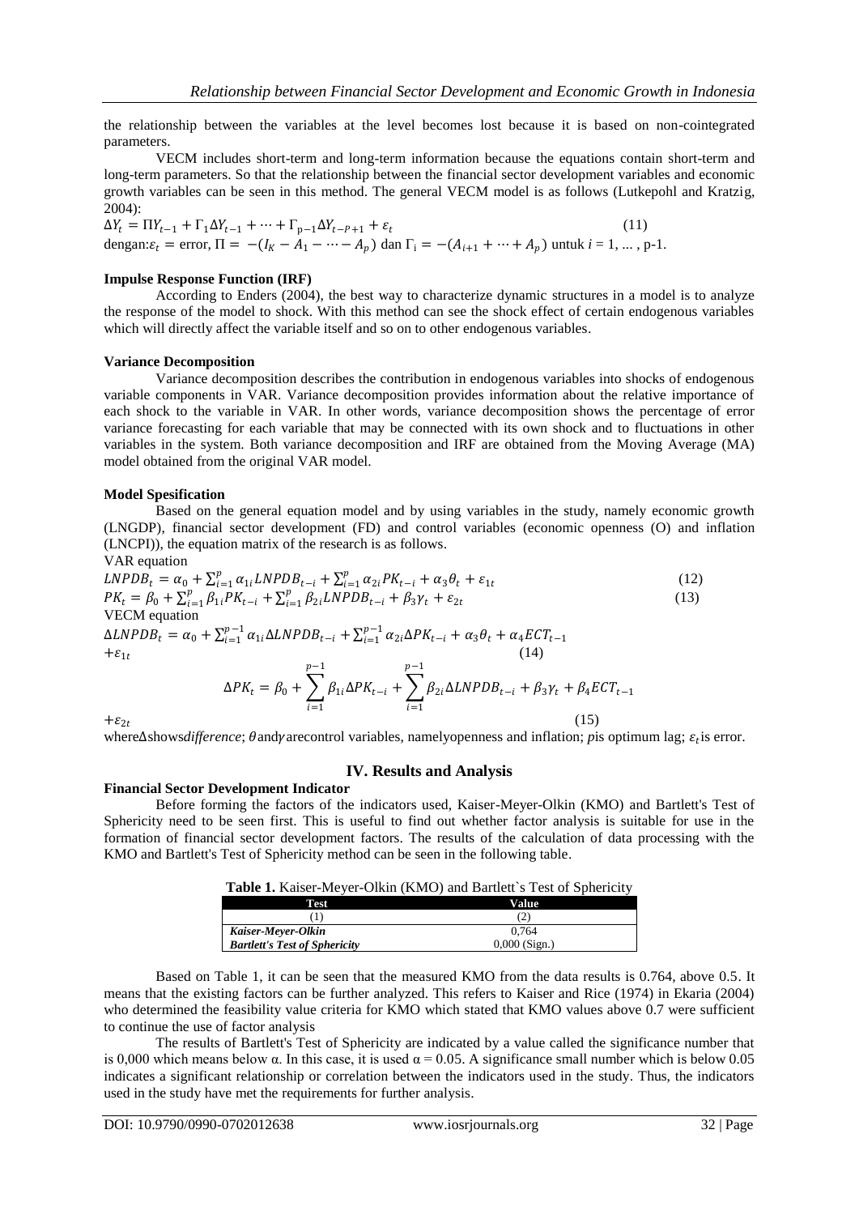the relationship between the variables at the level becomes lost because it is based on non-cointegrated parameters.

VECM includes short-term and long-term information because the equations contain short-term and long-term parameters. So that the relationship between the financial sector development variables and economic growth variables can be seen in this method. The general VECM model is as follows (Lutkepohl and Kratzig, 2004):

$$\Delta Y_t = \Pi Y_{t-1} + \Gamma_1 \Delta Y_{t-1} + \cdots + \Gamma_{p-1} \Delta Y_{t-P+1} + \varepsilon_t \quad (11)$$

dengan: $\varepsilon_t$ = error, $\Pi = -(I_K - A_1 - \cdots - A_p)$ dan $\Gamma_i = -(A_{i+1} + \cdots + A_p)$ untuk $i$ = 1, ... , p-1.

**Impulse Response Function (IRF)**

According to Enders (2004), the best way to characterize dynamic structures in a model is to analyze the response of the model to shock. With this method can see the shock effect of certain endogenous variables which will directly affect the variable itself and so on to other endogenous variables.

**Variance Decomposition**

Variance decomposition describes the contribution in endogenous variables into shocks of endogenous variable components in VAR. Variance decomposition provides information about the relative importance of each shock to the variable in VAR. In other words, variance decomposition shows the percentage of error variance forecasting for each variable that may be connected with its own shock and to fluctuations in other variables in the system. Both variance decomposition and IRF are obtained from the Moving Average (MA) model obtained from the original VAR model.

**Model Spesification**

Based on the general equation model and by using variables in the study, namely economic growth (LNGDP), financial sector development (FD) and control variables (economic openness (O) and inflation (LNCPI)), the equation matrix of the research is as follows.

VAR equation

$$LNPDB_t = \alpha_0 + \sum_{i=1}^{p} \alpha_{1i} LNPDB_{t-i} + \sum_{i=1}^{p} \alpha_{2i} PK_{t-i} + \alpha_3 \theta_t + \varepsilon_{1t} \quad (12)$$

$$PK_t = \beta_0 + \sum_{i=1}^{p} \beta_{1i} PK_{t-i} + \sum_{i=1}^{p} \beta_{2i} LNPDB_{t-i} + \beta_3 \gamma_t + \varepsilon_{2t} \quad (13)$$

VECM equation

$$\Delta LNPDB_t = \alpha_0 + \sum_{i=1}^{p-1} \alpha_{1i} \Delta LNPDB_{t-i} + \sum_{i=1}^{p-1} \alpha_{2i} \Delta PK_{t-i} + \alpha_3 \theta_t + \alpha_4 ECT_{t-1} + \varepsilon_{1t} \quad (14)$$

$$\Delta PK_t = \beta_0 + \sum_{i=1}^{p-1} \beta_{1i} \Delta PK_{t-i} + \sum_{i=1}^{p-1} \beta_{2i} \Delta LNPDB_{t-i} + \beta_3 \gamma_t + \beta_4 ECT_{t-1} + \varepsilon_{2t} \quad (15)$$

where $\Delta$ shows *difference*; $\theta$ and $\gamma$ are control variables, namely openness and inflation; $p$ is optimum lag; $\varepsilon_t$ is error.

## IV. Results and Analysis

**Financial Sector Development Indicator**

Before forming the factors of the indicators used, Kaiser-Meyer-Olkin (KMO) and Bartlett's Test of Sphericity need to be seen first. This is useful to find out whether factor analysis is suitable for use in the formation of financial sector development factors. The results of the calculation of data processing with the KMO and Bartlett's Test of Sphericity method can be seen in the following table.

**Table 1.** Kaiser-Meyer-Olkin (KMO) and Bartlett`s Test of Sphericity

| Test | Value |
|---|---|
| (1) | (2) |
| *Kaiser-Meyer-Olkin* | 0,764 |
| *Bartlett's Test of Sphericity* | 0,000 (Sign.) |

Based on Table 1, it can be seen that the measured KMO from the data results is 0.764, above 0.5. It means that the existing factors can be further analyzed. This refers to Kaiser and Rice (1974) in Ekaria (2004) who determined the feasibility value criteria for KMO which stated that KMO values above 0.7 were sufficient to continue the use of factor analysis

The results of Bartlett's Test of Sphericity are indicated by a value called the significance number that is 0,000 which means below α. In this case, it is used α = 0.05. A significance small number which is below 0.05 indicates a significant relationship or correlation between the indicators used in the study. Thus, the indicators used in the study have met the requirements for further analysis.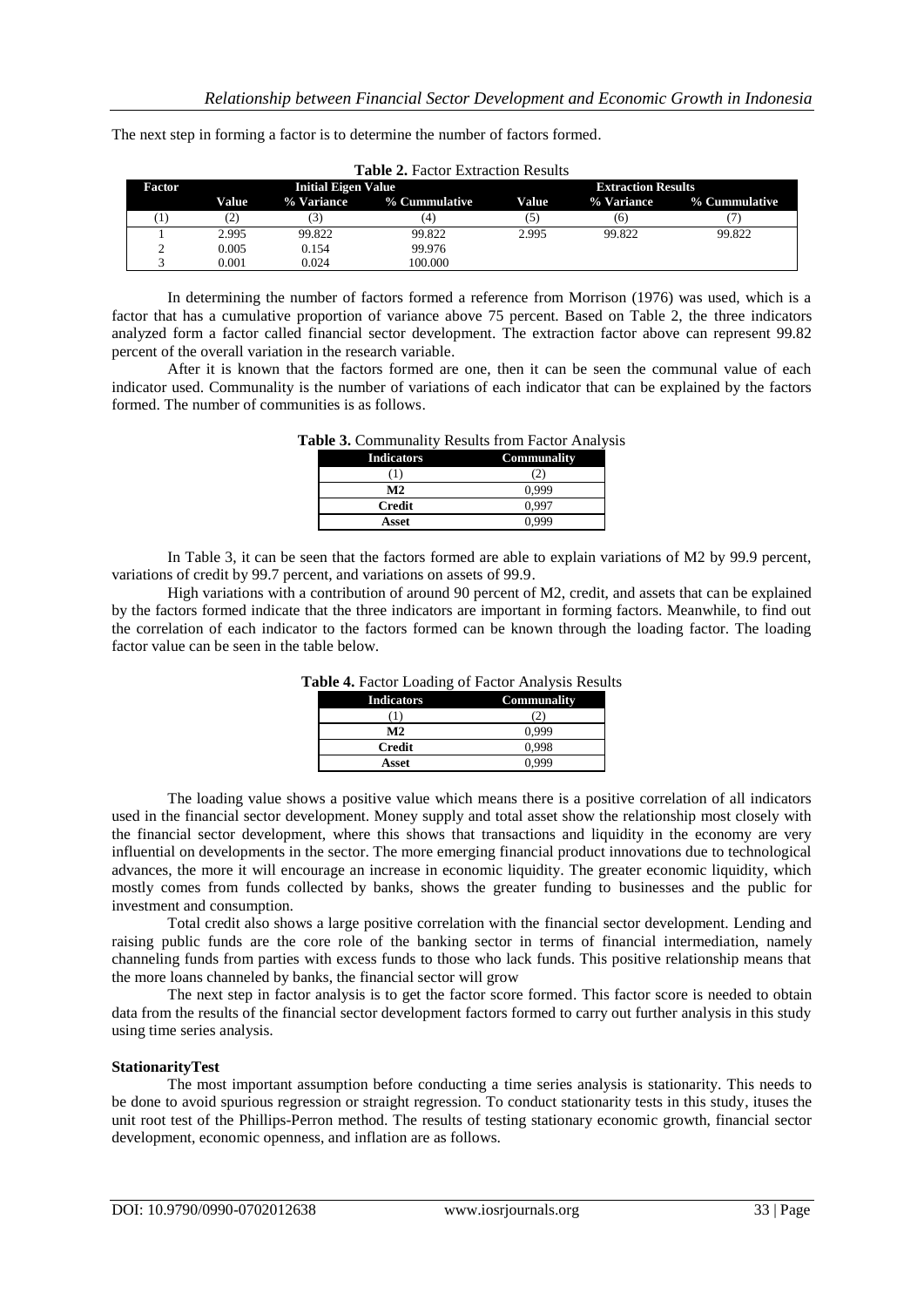The next step in forming a factor is to determine the number of factors formed.

**Table 2.** Factor Extraction Results

| Factor | Initial Eigen Value | | | Extraction Results | | |
|---|---|---|---|---|---|---|
| | Value | % Variance | % Cummulative | Value | % Variance | % Cummulative |
| (1) | (2) | (3) | (4) | (5) | (6) | (7) |
| 1 | 2.995 | 99.822 | 99.822 | 2.995 | 99.822 | 99.822 |
| 2 | 0.005 | 0.154 | 99.976 | | | |
| 3 | 0.001 | 0.024 | 100.000 | | | |

In determining the number of factors formed a reference from Morrison (1976) was used, which is a factor that has a cumulative proportion of variance above 75 percent. Based on Table 2, the three indicators analyzed form a factor called financial sector development. The extraction factor above can represent 99.82 percent of the overall variation in the research variable.

After it is known that the factors formed are one, then it can be seen the communal value of each indicator used. Communality is the number of variations of each indicator that can be explained by the factors formed. The number of communities is as follows.

**Table 3.** Communality Results from Factor Analysis

| Indicators | Communality |
|---|---|
| (1) | (2) |
| M2 | 0,999 |
| Credit | 0,997 |
| Asset | 0,999 |

In Table 3, it can be seen that the factors formed are able to explain variations of M2 by 99.9 percent, variations of credit by 99.7 percent, and variations on assets of 99.9.

High variations with a contribution of around 90 percent of M2, credit, and assets that can be explained by the factors formed indicate that the three indicators are important in forming factors. Meanwhile, to find out the correlation of each indicator to the factors formed can be known through the loading factor. The loading factor value can be seen in the table below.

**Table 4.** Factor Loading of Factor Analysis Results

| Indicators | Communality |
|---|---|
| (1) | (2) |
| M2 | 0,999 |
| Credit | 0,998 |
| Asset | 0,999 |

The loading value shows a positive value which means there is a positive correlation of all indicators used in the financial sector development. Money supply and total asset show the relationship most closely with the financial sector development, where this shows that transactions and liquidity in the economy are very influential on developments in the sector. The more emerging financial product innovations due to technological advances, the more it will encourage an increase in economic liquidity. The greater economic liquidity, which mostly comes from funds collected by banks, shows the greater funding to businesses and the public for investment and consumption.

Total credit also shows a large positive correlation with the financial sector development. Lending and raising public funds are the core role of the banking sector in terms of financial intermediation, namely channeling funds from parties with excess funds to those who lack funds. This positive relationship means that the more loans channeled by banks, the financial sector will grow

The next step in factor analysis is to get the factor score formed. This factor score is needed to obtain data from the results of the financial sector development factors formed to carry out further analysis in this study using time series analysis.

**StationarityTest**

The most important assumption before conducting a time series analysis is stationarity. This needs to be done to avoid spurious regression or straight regression. To conduct stationarity tests in this study, ituses the unit root test of the Phillips-Perron method. The results of testing stationary economic growth, financial sector development, economic openness, and inflation are as follows.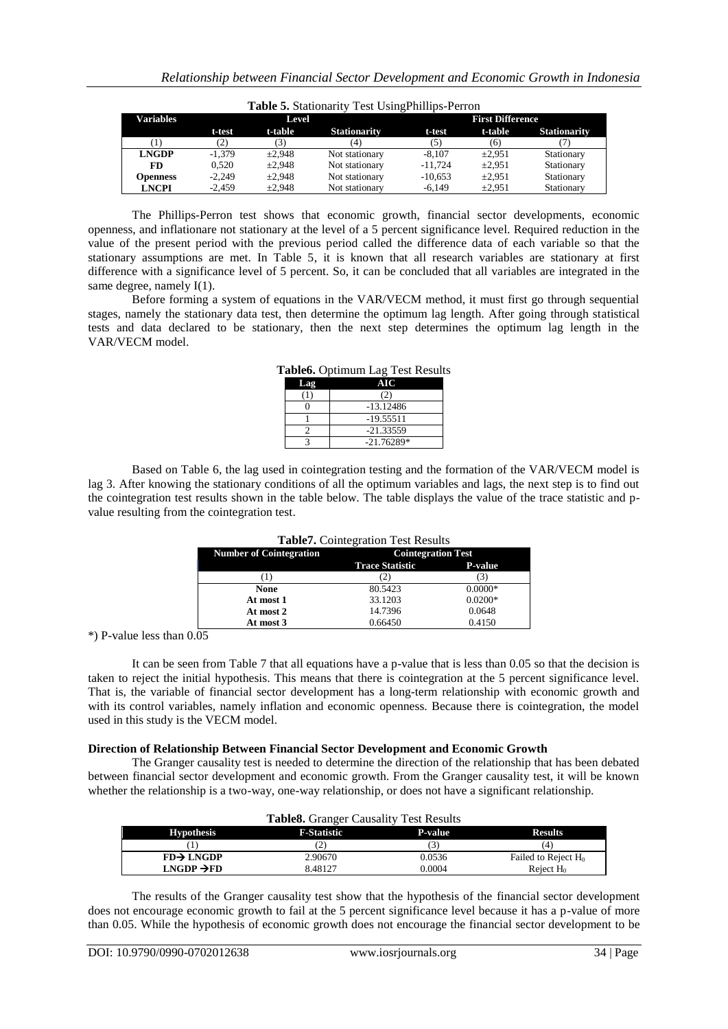**Table 5.** Stationarity Test UsingPhillips-Perron

| Variables | Level | | | First Difference | | |
|---|---|---|---|---|---|---|
| | t-test | t-table | Stationarity | t-test | t-table | Stationarity |
| (1) | (2) | (3) | (4) | (5) | (6) | (7) |
| **LNGDP** | -1,379 | ±2,948 | Not stationary | -8,107 | ±2,951 | Stationary |
| **FD** | 0,520 | ±2,948 | Not stationary | -11,724 | ±2,951 | Stationary |
| **Openness** | -2,249 | ±2,948 | Not stationary | -10,653 | ±2,951 | Stationary |
| **LNCPI** | -2,459 | ±2,948 | Not stationary | -6,149 | ±2,951 | Stationary |

The Phillips-Perron test shows that economic growth, financial sector developments, economic openness, and inflationare not stationary at the level of a 5 percent significance level. Required reduction in the value of the present period with the previous period called the difference data of each variable so that the stationary assumptions are met. In Table 5, it is known that all research variables are stationary at first difference with a significance level of 5 percent. So, it can be concluded that all variables are integrated in the same degree, namely I(1).

Before forming a system of equations in the VAR/VECM method, it must first go through sequential stages, namely the stationary data test, then determine the optimum lag length. After going through statistical tests and data declared to be stationary, then the next step determines the optimum lag length in the VAR/VECM model.

**Table6.** Optimum Lag Test Results

| Lag | AIC |
|---|---|
| (1) | (2) |
| 0 | -13.12486 |
| 1 | -19.55511 |
| 2 | -21.33559 |
| 3 | -21.76289* |

Based on Table 6, the lag used in cointegration testing and the formation of the VAR/VECM model is lag 3. After knowing the stationary conditions of all the optimum variables and lags, the next step is to find out the cointegration test results shown in the table below. The table displays the value of the trace statistic and p-value resulting from the cointegration test.

**Table7.** Cointegration Test Results

| Number of Cointegration | Cointegration Test | |
|---|---|---|
| | Trace Statistic | P-value |
| (1) | (2) | (3) |
| **None** | 80.5423 | 0.0000* |
| **At most 1** | 33.1203 | 0.0200* |
| **At most 2** | 14.7396 | 0.0648 |
| **At most 3** | 0.66450 | 0.4150 |

*) P-value less than 0.05

It can be seen from Table 7 that all equations have a p-value that is less than 0.05 so that the decision is taken to reject the initial hypothesis. This means that there is cointegration at the 5 percent significance level. That is, the variable of financial sector development has a long-term relationship with economic growth and with its control variables, namely inflation and economic openness. Because there is cointegration, the model used in this study is the VECM model.

**Direction of Relationship Between Financial Sector Development and Economic Growth**

The Granger causality test is needed to determine the direction of the relationship that has been debated between financial sector development and economic growth. From the Granger causality test, it will be known whether the relationship is a two-way, one-way relationship, or does not have a significant relationship.

**Table8.** Granger Causality Test Results

| Hypothesis | F-Statistic | P-value | Results |
|---|---|---|---|
| (1) | (2) | (3) | (4) |
| **FD→ LNGDP** | 2.90670 | 0.0536 | Failed to Reject $H_0$ |
| **LNGDP →FD** | 8.48127 | 0.0004 | Reject $H_0$ |

The results of the Granger causality test show that the hypothesis of the financial sector development does not encourage economic growth to fail at the 5 percent significance level because it has a p-value of more than 0.05. While the hypothesis of economic growth does not encourage the financial sector development to be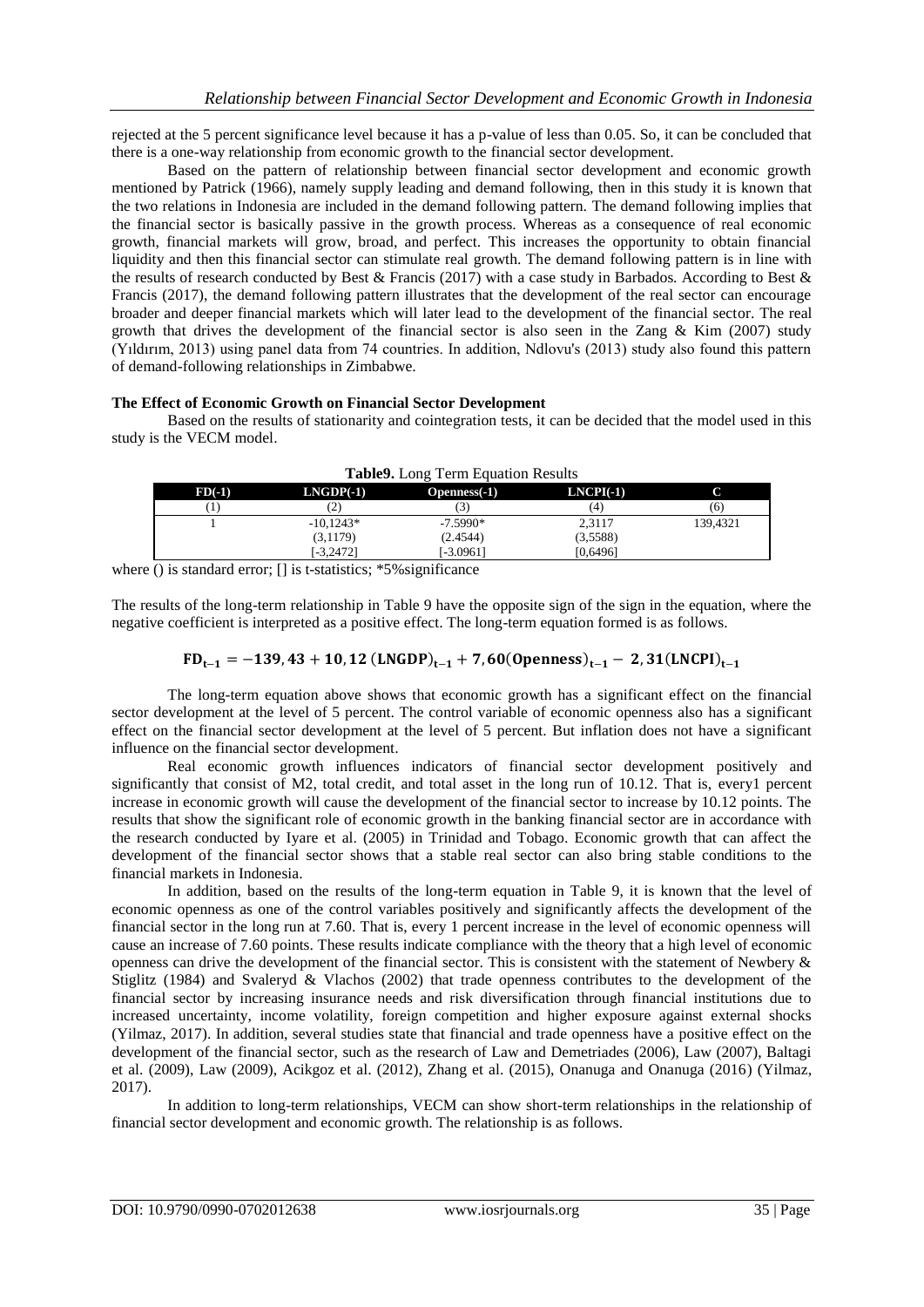rejected at the 5 percent significance level because it has a p-value of less than 0.05. So, it can be concluded that there is a one-way relationship from economic growth to the financial sector development.

Based on the pattern of relationship between financial sector development and economic growth mentioned by Patrick (1966), namely supply leading and demand following, then in this study it is known that the two relations in Indonesia are included in the demand following pattern. The demand following implies that the financial sector is basically passive in the growth process. Whereas as a consequence of real economic growth, financial markets will grow, broad, and perfect. This increases the opportunity to obtain financial liquidity and then this financial sector can stimulate real growth. The demand following pattern is in line with the results of research conducted by Best & Francis (2017) with a case study in Barbados. According to Best & Francis (2017), the demand following pattern illustrates that the development of the real sector can encourage broader and deeper financial markets which will later lead to the development of the financial sector. The real growth that drives the development of the financial sector is also seen in the Zang & Kim (2007) study (Yıldırım, 2013) using panel data from 74 countries. In addition, Ndlovu's (2013) study also found this pattern of demand-following relationships in Zimbabwe.

**The Effect of Economic Growth on Financial Sector Development**

Based on the results of stationarity and cointegration tests, it can be decided that the model used in this study is the VECM model.

**Table9.** Long Term Equation Results

| FD(-1) | LNGDP(-1) | Openness(-1) | LNCPI(-1) | C |
|---|---|---|---|---|
| (1) | (2) | (3) | (4) | (6) |
| 1 | -10,1243*<br>(3,1179)<br>[-3,2472] | -7.5990*<br>(2.4544)<br>[-3.0961] | 2,3117<br>(3,5588)<br>[0,6496] | 139,4321 |

where () is standard error; [] is t-statistics; *5%significance

The results of the long-term relationship in Table 9 have the opposite sign of the sign in the equation, where the negative coefficient is interpreted as a positive effect. The long-term equation formed is as follows.

$$\mathbf{FD_{t-1} = -139,43 + 10,12\,(LNGDP)_{t-1} + 7,60(Openness)_{t-1} - 2,31(LNCPI)_{t-1}}$$

The long-term equation above shows that economic growth has a significant effect on the financial sector development at the level of 5 percent. The control variable of economic openness also has a significant effect on the financial sector development at the level of 5 percent. But inflation does not have a significant influence on the financial sector development.

Real economic growth influences indicators of financial sector development positively and significantly that consist of M2, total credit, and total asset in the long run of 10.12. That is, every1 percent increase in economic growth will cause the development of the financial sector to increase by 10.12 points. The results that show the significant role of economic growth in the banking financial sector are in accordance with the research conducted by Iyare et al. (2005) in Trinidad and Tobago. Economic growth that can affect the development of the financial sector shows that a stable real sector can also bring stable conditions to the financial markets in Indonesia.

In addition, based on the results of the long-term equation in Table 9, it is known that the level of economic openness as one of the control variables positively and significantly affects the development of the financial sector in the long run at 7.60. That is, every 1 percent increase in the level of economic openness will cause an increase of 7.60 points. These results indicate compliance with the theory that a high level of economic openness can drive the development of the financial sector. This is consistent with the statement of Newbery & Stiglitz (1984) and Svaleryd & Vlachos (2002) that trade openness contributes to the development of the financial sector by increasing insurance needs and risk diversification through financial institutions due to increased uncertainty, income volatility, foreign competition and higher exposure against external shocks (Yilmaz, 2017). In addition, several studies state that financial and trade openness have a positive effect on the development of the financial sector, such as the research of Law and Demetriades (2006), Law (2007), Baltagi et al. (2009), Law (2009), Acikgoz et al. (2012), Zhang et al. (2015), Onanuga and Onanuga (2016) (Yilmaz, 2017).

In addition to long-term relationships, VECM can show short-term relationships in the relationship of financial sector development and economic growth. The relationship is as follows.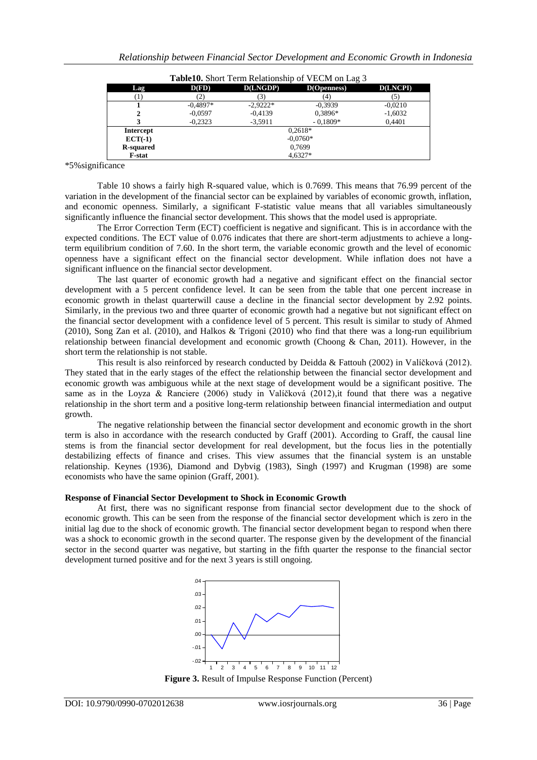**Table10.** Short Term Relationship of VECM on Lag 3

| Lag | D(FD) | D(LNGDP) | D(Openness) | D(LNCPI) |
|---|---|---|---|---|
| (1) | (2) | (3) | (4) | (5) |
| 1 | -0,4897* | -2,9222* | -0,3939 | -0,0210 |
| 2 | -0,0597 | -0,4139 | 0,3896* | -1,6032 |
| 3 | -0,2323 | -3,5911 | - 0,1809* | 0,4401 |
| Intercept | 0,2618* | | | |
| ECT(-1) | -0,0760* | | | |
| R-squared | 0,7699 | | | |
| F-stat | 4,6327* | | | |

*5%significance

Table 10 shows a fairly high R-squared value, which is 0.7699. This means that 76.99 percent of the variation in the development of the financial sector can be explained by variables of economic growth, inflation, and economic openness. Similarly, a significant F-statistic value means that all variables simultaneously significantly influence the financial sector development. This shows that the model used is appropriate.

The Error Correction Term (ECT) coefficient is negative and significant. This is in accordance with the expected conditions. The ECT value of 0.076 indicates that there are short-term adjustments to achieve a long-term equilibrium condition of 7.60. In the short term, the variable economic growth and the level of economic openness have a significant effect on the financial sector development. While inflation does not have a significant influence on the financial sector development.

The last quarter of economic growth had a negative and significant effect on the financial sector development with a 5 percent confidence level. It can be seen from the table that one percent increase in economic growth in thelast quarterwill cause a decline in the financial sector development by 2.92 points. Similarly, in the previous two and three quarter of economic growth had a negative but not significant effect on the financial sector development with a confidence level of 5 percent. This result is similar to study of Ahmed (2010), Song Zan et al. (2010), and Halkos & Trigoni (2010) who find that there was a long-run equilibrium relationship between financial development and economic growth (Choong & Chan, 2011). However, in the short term the relationship is not stable.

This result is also reinforced by research conducted by Deidda & Fattouh (2002) in Valíčková (2012). They stated that in the early stages of the effect the relationship between the financial sector development and economic growth was ambiguous while at the next stage of development would be a significant positive. The same as in the Loyza & Ranciere (2006) study in Valíčková (2012),it found that there was a negative relationship in the short term and a positive long-term relationship between financial intermediation and output growth.

The negative relationship between the financial sector development and economic growth in the short term is also in accordance with the research conducted by Graff (2001). According to Graff, the causal line stems is from the financial sector development for real development, but the focus lies in the potentially destabilizing effects of finance and crises. This view assumes that the financial system is an unstable relationship. Keynes (1936), Diamond and Dybvig (1983), Singh (1997) and Krugman (1998) are some economists who have the same opinion (Graff, 2001).

**Response of Financial Sector Development to Shock in Economic Growth**

At first, there was no significant response from financial sector development due to the shock of economic growth. This can be seen from the response of the financial sector development which is zero in the initial lag due to the shock of economic growth. The financial sector development began to respond when there was a shock to economic growth in the second quarter. The response given by the development of the financial sector in the second quarter was negative, but starting in the fifth quarter the response to the financial sector development turned positive and for the next 3 years is still ongoing.

**Figure 3.** Result of Impulse Response Function (Percent)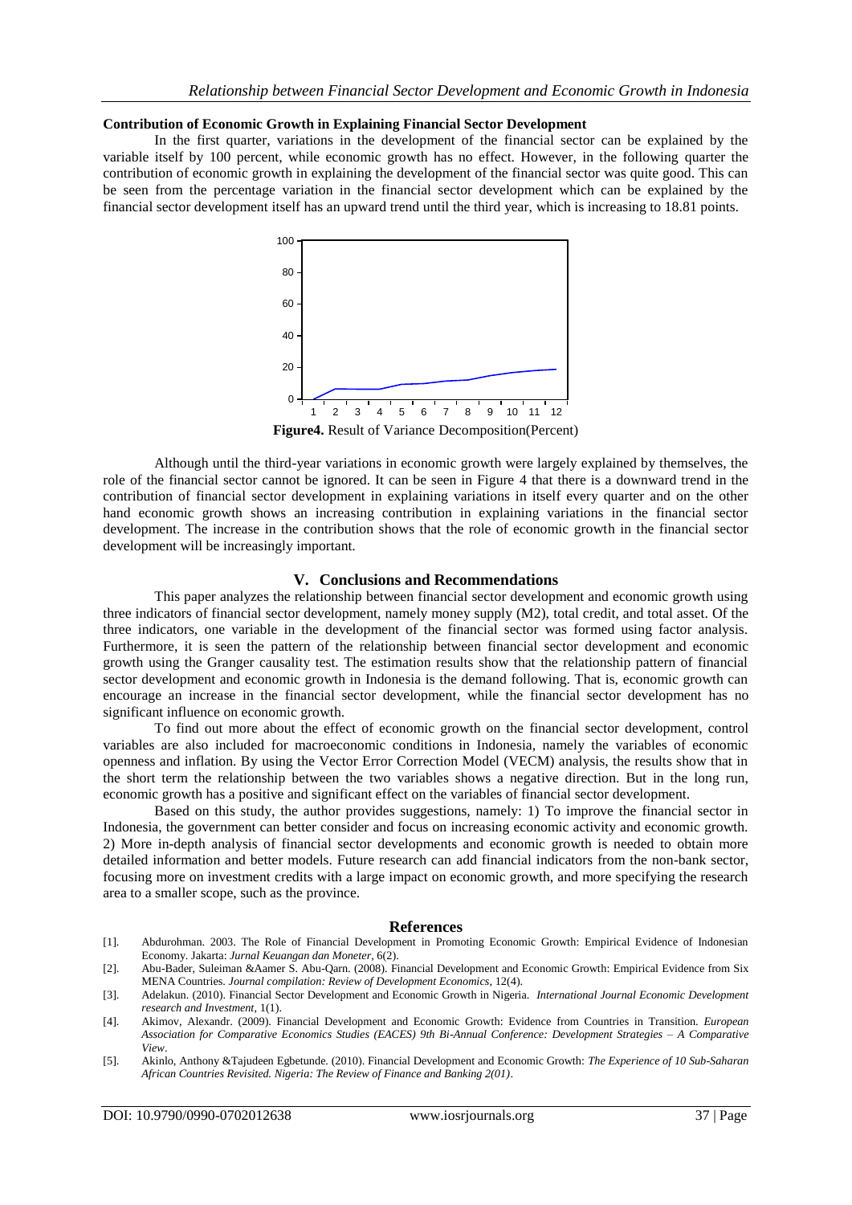#### Contribution of Economic Growth in Explaining Financial Sector Development

In the first quarter, variations in the development of the financial sector can be explained by the variable itself by 100 percent, while economic growth has no effect. However, in the following quarter the contribution of economic growth in explaining the development of the financial sector was quite good. This can be seen from the percentage variation in the financial sector development which can be explained by the financial sector development itself has an upward trend until the third year, which is increasing to 18.81 points.

**Figure4.** Result of Variance Decomposition(Percent)

Although until the third-year variations in economic growth were largely explained by themselves, the role of the financial sector cannot be ignored. It can be seen in Figure 4 that there is a downward trend in the contribution of financial sector development in explaining variations in itself every quarter and on the other hand economic growth shows an increasing contribution in explaining variations in the financial sector development. The increase in the contribution shows that the role of economic growth in the financial sector development will be increasingly important.

## V. Conclusions and Recommendations

This paper analyzes the relationship between financial sector development and economic growth using three indicators of financial sector development, namely money supply (M2), total credit, and total asset. Of the three indicators, one variable in the development of the financial sector was formed using factor analysis. Furthermore, it is seen the pattern of the relationship between financial sector development and economic growth using the Granger causality test. The estimation results show that the relationship pattern of financial sector development and economic growth in Indonesia is the demand following. That is, economic growth can encourage an increase in the financial sector development, while the financial sector development has no significant influence on economic growth.

To find out more about the effect of economic growth on the financial sector development, control variables are also included for macroeconomic conditions in Indonesia, namely the variables of economic openness and inflation. By using the Vector Error Correction Model (VECM) analysis, the results show that in the short term the relationship between the two variables shows a negative direction. But in the long run, economic growth has a positive and significant effect on the variables of financial sector development.

Based on this study, the author provides suggestions, namely: 1) To improve the financial sector in Indonesia, the government can better consider and focus on increasing economic activity and economic growth. 2) More in-depth analysis of financial sector developments and economic growth is needed to obtain more detailed information and better models. Future research can add financial indicators from the non-bank sector, focusing more on investment credits with a large impact on economic growth, and more specifying the research area to a smaller scope, such as the province.

## References

[1]. Abdurohman. 2003. The Role of Financial Development in Promoting Economic Growth: Empirical Evidence of Indonesian Economy. Jakarta: *Jurnal Keuangan dan Moneter*, 6(2).

[2]. Abu-Bader, Suleiman &Aamer S. Abu-Qarn. (2008). Financial Development and Economic Growth: Empirical Evidence from Six MENA Countries. *Journal compilation: Review of Development Economics*, 12(4).

[3]. Adelakun. (2010). Financial Sector Development and Economic Growth in Nigeria. *International Journal Economic Development research and Investment*, 1(1).

[4]. Akimov, Alexandr. (2009). Financial Development and Economic Growth: Evidence from Countries in Transition. *European Association for Comparative Economics Studies (EACES) 9th Bi-Annual Conference: Development Strategies – A Comparative View*.

[5]. Akinlo, Anthony &Tajudeen Egbetunde. (2010). Financial Development and Economic Growth: *The Experience of 10 Sub-Saharan African Countries Revisited. Nigeria: The Review of Finance and Banking 2(01)*.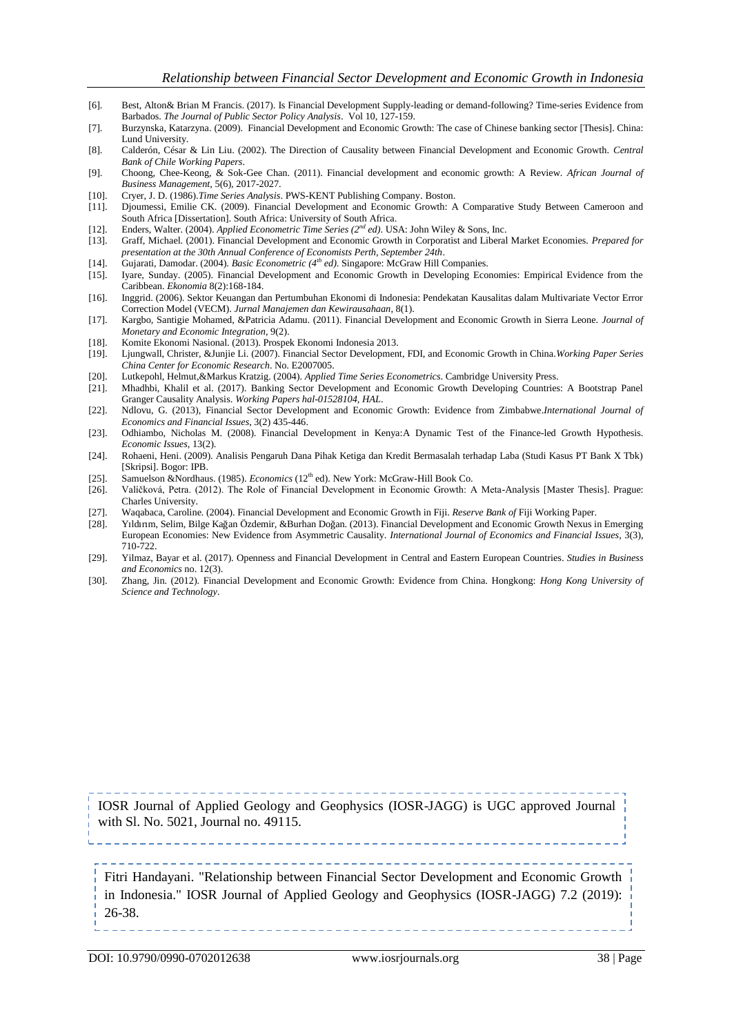[6]. Best, Alton& Brian M Francis. (2017). Is Financial Development Supply-leading or demand-following? Time-series Evidence from Barbados. *The Journal of Public Sector Policy Analysis*. Vol 10, 127-159.

[7]. Burzynska, Katarzyna. (2009). Financial Development and Economic Growth: The case of Chinese banking sector [Thesis]. China: Lund University.

[8]. Calderón, César & Lin Liu. (2002). The Direction of Causality between Financial Development and Economic Growth. *Central Bank of Chile Working Papers*.

[9]. Choong, Chee-Keong, & Sok-Gee Chan. (2011). Financial development and economic growth: A Review. *African Journal of Business Management*, 5(6), 2017-2027.

[10]. Cryer, J. D. (1986).*Time Series Analysis*. PWS-KENT Publishing Company. Boston.

[11]. Djoumessi, Emilie CK. (2009). Financial Development and Economic Growth: A Comparative Study Between Cameroon and South Africa [Dissertation]. South Africa: University of South Africa.

[12]. Enders, Walter. (2004). *Applied Econometric Time Series (2nd ed)*. USA: John Wiley & Sons, Inc.

[13]. Graff, Michael. (2001). Financial Development and Economic Growth in Corporatist and Liberal Market Economies. *Prepared for presentation at the 30th Annual Conference of Economists Perth, September 24th*.

[14]. Gujarati, Damodar. (2004). *Basic Econometric (4th ed)*. Singapore: McGraw Hill Companies.

[15]. Iyare, Sunday. (2005). Financial Development and Economic Growth in Developing Economies: Empirical Evidence from the Caribbean. *Ekonomia* 8(2):168-184.

[16]. Inggrid. (2006). Sektor Keuangan dan Pertumbuhan Ekonomi di Indonesia: Pendekatan Kausalitas dalam Multivariate Vector Error Correction Model (VECM). *Jurnal Manajemen dan Kewirausahaan*, 8(1).

[17]. Kargbo, Santigie Mohamed, &Patricia Adamu. (2011). Financial Development and Economic Growth in Sierra Leone. *Journal of Monetary and Economic Integration*, 9(2).

[18]. Komite Ekonomi Nasional. (2013). Prospek Ekonomi Indonesia 2013.

[19]. Ljungwall, Christer, &Junjie Li. (2007). Financial Sector Development, FDI, and Economic Growth in China.*Working Paper Series China Center for Economic Research*. No. E2007005.

[20]. Lutkepohl, Helmut,&Markus Kratzig. (2004). *Applied Time Series Econometrics*. Cambridge University Press.

[21]. Mhadhbi, Khalil et al. (2017). Banking Sector Development and Economic Growth Developing Countries: A Bootstrap Panel Granger Causality Analysis. *Working Papers hal-01528104, HAL*.

[22]. Ndlovu, G. (2013), Financial Sector Development and Economic Growth: Evidence from Zimbabwe.*International Journal of Economics and Financial Issues*, 3(2) 435-446.

[23]. Odhiambo, Nicholas M. (2008). Financial Development in Kenya:A Dynamic Test of the Finance-led Growth Hypothesis. *Economic Issues*, 13(2).

[24]. Rohaeni, Heni. (2009). Analisis Pengaruh Dana Pihak Ketiga dan Kredit Bermasalah terhadap Laba (Studi Kasus PT Bank X Tbk) [Skripsi]. Bogor: IPB.

[25]. Samuelson &Nordhaus. (1985). *Economics* (12th ed). New York: McGraw-Hill Book Co.

[26]. Valíčková, Petra. (2012). The Role of Financial Development in Economic Growth: A Meta-Analysis [Master Thesis]. Prague: Charles University.

[27]. Waqabaca, Caroline. (2004). Financial Development and Economic Growth in Fiji. *Reserve Bank of* Fiji Working Paper.

[28]. Yıldırım, Selim, Bilge Kağan Özdemir, &Burhan Doğan. (2013). Financial Development and Economic Growth Nexus in Emerging European Economies: New Evidence from Asymmetric Causality. *International Journal of Economics and Financial Issues*, 3(3), 710-722.

[29]. Yilmaz, Bayar et al. (2017). Openness and Financial Development in Central and Eastern European Countries. *Studies in Business and Economics* no. 12(3).

[30]. Zhang, Jin. (2012). Financial Development and Economic Growth: Evidence from China. Hongkong: *Hong Kong University of Science and Technology*.

IOSR Journal of Applied Geology and Geophysics (IOSR-JAGG) is UGC approved Journal with Sl. No. 5021, Journal no. 49115.

Fitri Handayani. "Relationship between Financial Sector Development and Economic Growth in Indonesia." IOSR Journal of Applied Geology and Geophysics (IOSR-JAGG) 7.2 (2019): 26-38.